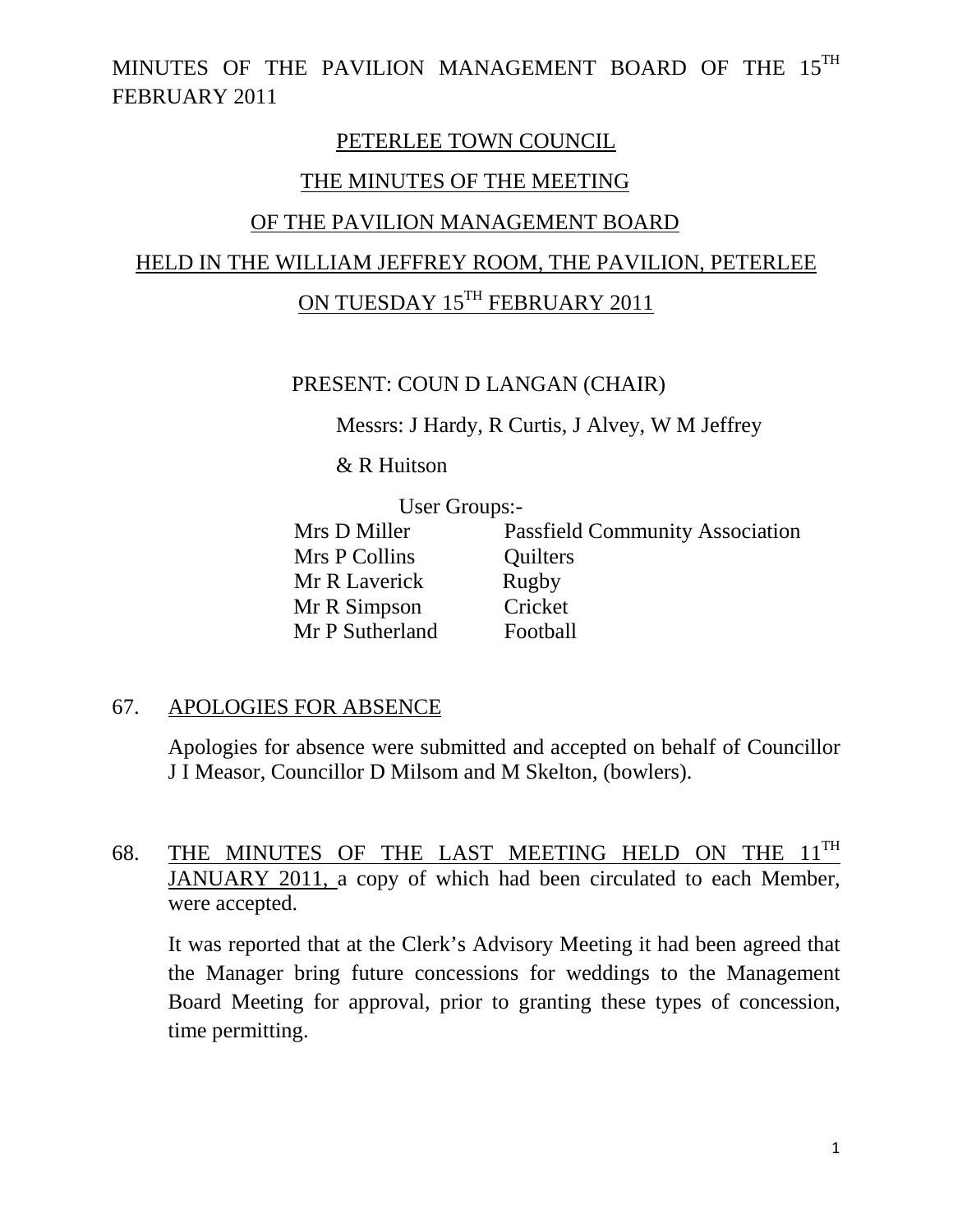# MINUTES OF THE PAVILION MANAGEMENT BOARD OF THE 15TH FEBRUARY 2011

## PETERLEE TOWN COUNCIL

## THE MINUTES OF THE MEETING

## OF THE PAVILION MANAGEMENT BOARD

## HELD IN THE WILLIAM JEFFREY ROOM, THE PAVILION, PETERLEE

## ON TUESDAY 15TH FEBRUARY 2011

PRESENT: COUN D LANGAN (CHAIR)

Messrs: J Hardy, R Curtis, J Alvey, W M Jeffrey

& R Huitson

User Groups:-

| | |
|---|---|
| Mrs D Miller | Passfield Community Association |
| Mrs P Collins | Quilters |
| Mr R Laverick | Rugby |
| Mr R Simpson | Cricket |
| Mr P Sutherland | Football |

### 67. APOLOGIES FOR ABSENCE

Apologies for absence were submitted and accepted on behalf of Councillor J I Measor, Councillor D Milsom and M Skelton, (bowlers).

### 68. THE MINUTES OF THE LAST MEETING HELD ON THE 11TH JANUARY 2011, a copy of which had been circulated to each Member, were accepted.

It was reported that at the Clerk's Advisory Meeting it had been agreed that the Manager bring future concessions for weddings to the Management Board Meeting for approval, prior to granting these types of concession, time permitting.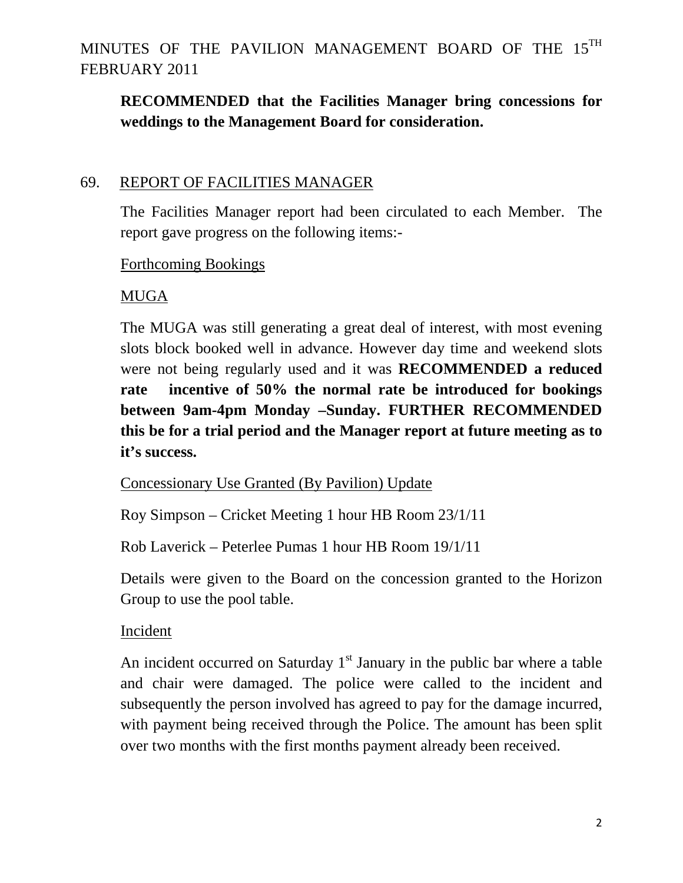**RECOMMENDED that the Facilities Manager bring concessions for weddings to the Management Board for consideration.**

69. REPORT OF FACILITIES MANAGER

The Facilities Manager report had been circulated to each Member. The report gave progress on the following items:-

Forthcoming Bookings

MUGA

The MUGA was still generating a great deal of interest, with most evening slots block booked well in advance. However day time and weekend slots were not being regularly used and it was **RECOMMENDED a reduced rate incentive of 50% the normal rate be introduced for bookings between 9am-4pm Monday –Sunday. FURTHER RECOMMENDED this be for a trial period and the Manager report at future meeting as to it's success.**

Concessionary Use Granted (By Pavilion) Update

Roy Simpson – Cricket Meeting 1 hour HB Room 23/1/11

Rob Laverick – Peterlee Pumas 1 hour HB Room 19/1/11

Details were given to the Board on the concession granted to the Horizon Group to use the pool table.

Incident

An incident occurred on Saturday 1st January in the public bar where a table and chair were damaged. The police were called to the incident and subsequently the person involved has agreed to pay for the damage incurred, with payment being received through the Police. The amount has been split over two months with the first months payment already been received.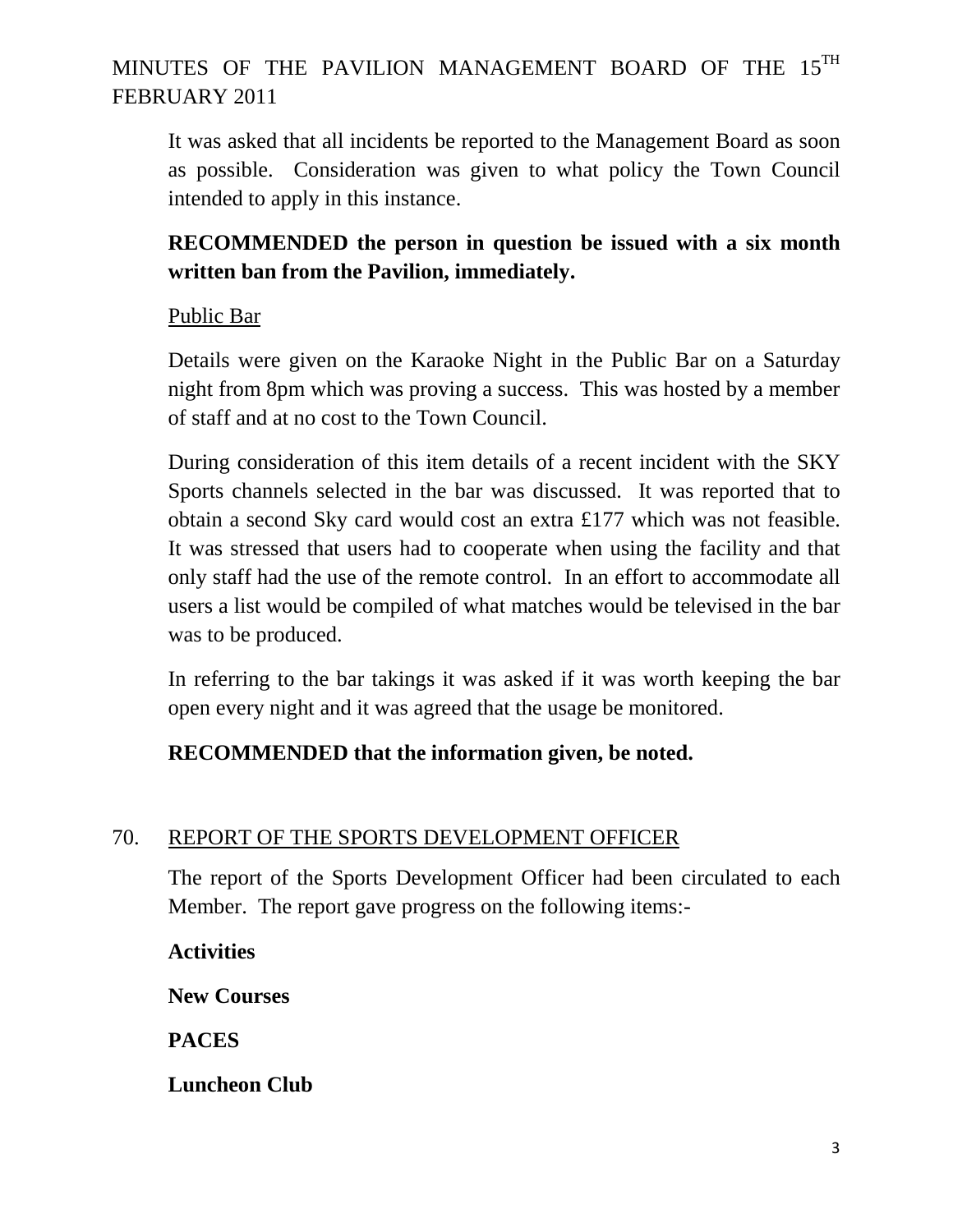It was asked that all incidents be reported to the Management Board as soon as possible. Consideration was given to what policy the Town Council intended to apply in this instance.

**RECOMMENDED the person in question be issued with a six month written ban from the Pavilion, immediately.**

Public Bar

Details were given on the Karaoke Night in the Public Bar on a Saturday night from 8pm which was proving a success. This was hosted by a member of staff and at no cost to the Town Council.

During consideration of this item details of a recent incident with the SKY Sports channels selected in the bar was discussed. It was reported that to obtain a second Sky card would cost an extra £177 which was not feasible. It was stressed that users had to cooperate when using the facility and that only staff had the use of the remote control. In an effort to accommodate all users a list would be compiled of what matches would be televised in the bar was to be produced.

In referring to the bar takings it was asked if it was worth keeping the bar open every night and it was agreed that the usage be monitored.

**RECOMMENDED that the information given, be noted.**

## 70. REPORT OF THE SPORTS DEVELOPMENT OFFICER

The report of the Sports Development Officer had been circulated to each Member. The report gave progress on the following items:-

**Activities**

**New Courses**

**PACES**

**Luncheon Club**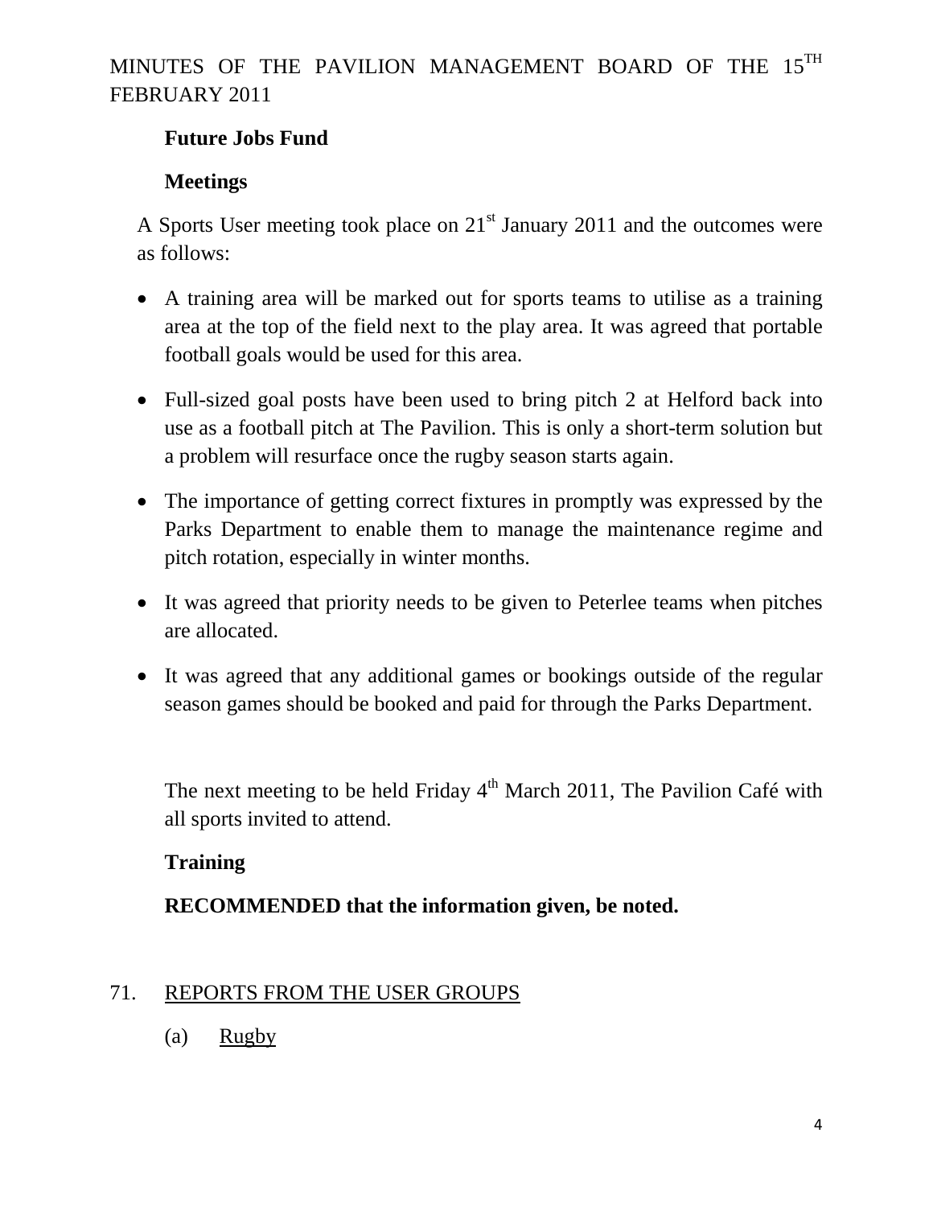**Future Jobs Fund**

**Meetings**

A Sports User meeting took place on 21st January 2011 and the outcomes were as follows:

- A training area will be marked out for sports teams to utilise as a training area at the top of the field next to the play area. It was agreed that portable football goals would be used for this area.
- Full-sized goal posts have been used to bring pitch 2 at Helford back into use as a football pitch at The Pavilion. This is only a short-term solution but a problem will resurface once the rugby season starts again.
- The importance of getting correct fixtures in promptly was expressed by the Parks Department to enable them to manage the maintenance regime and pitch rotation, especially in winter months.
- It was agreed that priority needs to be given to Peterlee teams when pitches are allocated.
- It was agreed that any additional games or bookings outside of the regular season games should be booked and paid for through the Parks Department.

The next meeting to be held Friday 4th March 2011, The Pavilion Café with all sports invited to attend.

**Training**

**RECOMMENDED that the information given, be noted.**

71. <u>REPORTS FROM THE USER GROUPS</u>

 (a) <u>Rugby</u>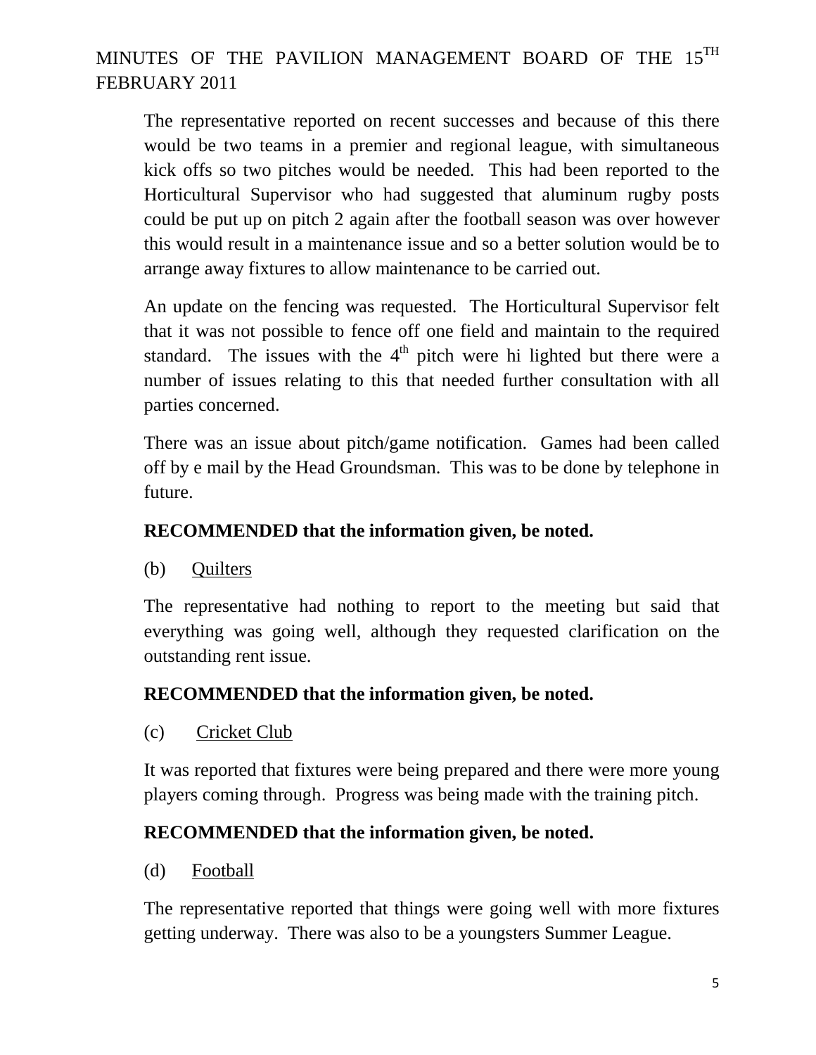The representative reported on recent successes and because of this there would be two teams in a premier and regional league, with simultaneous kick offs so two pitches would be needed. This had been reported to the Horticultural Supervisor who had suggested that aluminum rugby posts could be put up on pitch 2 again after the football season was over however this would result in a maintenance issue and so a better solution would be to arrange away fixtures to allow maintenance to be carried out.

An update on the fencing was requested. The Horticultural Supervisor felt that it was not possible to fence off one field and maintain to the required standard. The issues with the 4th pitch were hi lighted but there were a number of issues relating to this that needed further consultation with all parties concerned.

There was an issue about pitch/game notification. Games had been called off by e mail by the Head Groundsman. This was to be done by telephone in future.

**RECOMMENDED that the information given, be noted.**

(b) Quilters

The representative had nothing to report to the meeting but said that everything was going well, although they requested clarification on the outstanding rent issue.

**RECOMMENDED that the information given, be noted.**

(c) Cricket Club

It was reported that fixtures were being prepared and there were more young players coming through. Progress was being made with the training pitch.

**RECOMMENDED that the information given, be noted.**

(d) Football

The representative reported that things were going well with more fixtures getting underway. There was also to be a youngsters Summer League.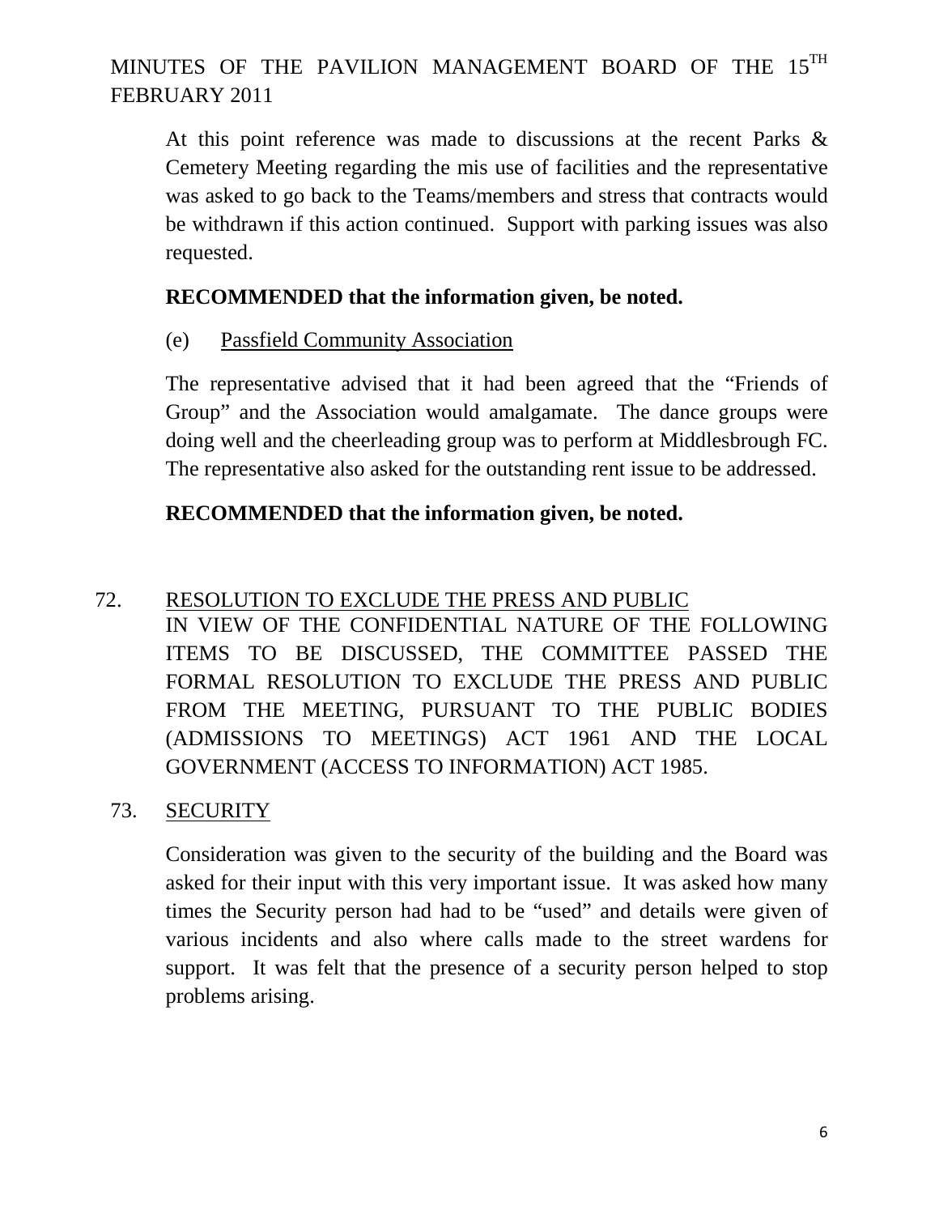MINUTES OF THE PAVILION MANAGEMENT BOARD OF THE 15TH FEBRUARY 2011

At this point reference was made to discussions at the recent Parks & Cemetery Meeting regarding the mis use of facilities and the representative was asked to go back to the Teams/members and stress that contracts would be withdrawn if this action continued. Support with parking issues was also requested.

**RECOMMENDED that the information given, be noted.**

(e) Passfield Community Association

The representative advised that it had been agreed that the "Friends of Group" and the Association would amalgamate. The dance groups were doing well and the cheerleading group was to perform at Middlesbrough FC. The representative also asked for the outstanding rent issue to be addressed.

**RECOMMENDED that the information given, be noted.**

72. RESOLUTION TO EXCLUDE THE PRESS AND PUBLIC

IN VIEW OF THE CONFIDENTIAL NATURE OF THE FOLLOWING ITEMS TO BE DISCUSSED, THE COMMITTEE PASSED THE FORMAL RESOLUTION TO EXCLUDE THE PRESS AND PUBLIC FROM THE MEETING, PURSUANT TO THE PUBLIC BODIES (ADMISSIONS TO MEETINGS) ACT 1961 AND THE LOCAL GOVERNMENT (ACCESS TO INFORMATION) ACT 1985.

73. SECURITY

Consideration was given to the security of the building and the Board was asked for their input with this very important issue. It was asked how many times the Security person had had to be "used" and details were given of various incidents and also where calls made to the street wardens for support. It was felt that the presence of a security person helped to stop problems arising.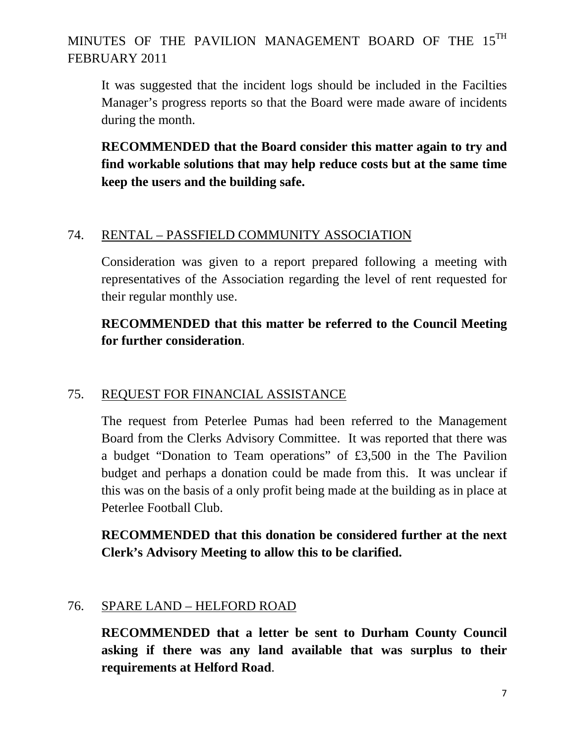It was suggested that the incident logs should be included in the Facilties Manager's progress reports so that the Board were made aware of incidents during the month.

**RECOMMENDED that the Board consider this matter again to try and find workable solutions that may help reduce costs but at the same time keep the users and the building safe.**

## 74. RENTAL – PASSFIELD COMMUNITY ASSOCIATION

Consideration was given to a report prepared following a meeting with representatives of the Association regarding the level of rent requested for their regular monthly use.

**RECOMMENDED that this matter be referred to the Council Meeting for further consideration**.

## 75. REQUEST FOR FINANCIAL ASSISTANCE

The request from Peterlee Pumas had been referred to the Management Board from the Clerks Advisory Committee. It was reported that there was a budget "Donation to Team operations" of £3,500 in the The Pavilion budget and perhaps a donation could be made from this. It was unclear if this was on the basis of a only profit being made at the building as in place at Peterlee Football Club.

**RECOMMENDED that this donation be considered further at the next Clerk's Advisory Meeting to allow this to be clarified.**

## 76. SPARE LAND – HELFORD ROAD

**RECOMMENDED that a letter be sent to Durham County Council asking if there was any land available that was surplus to their requirements at Helford Road**.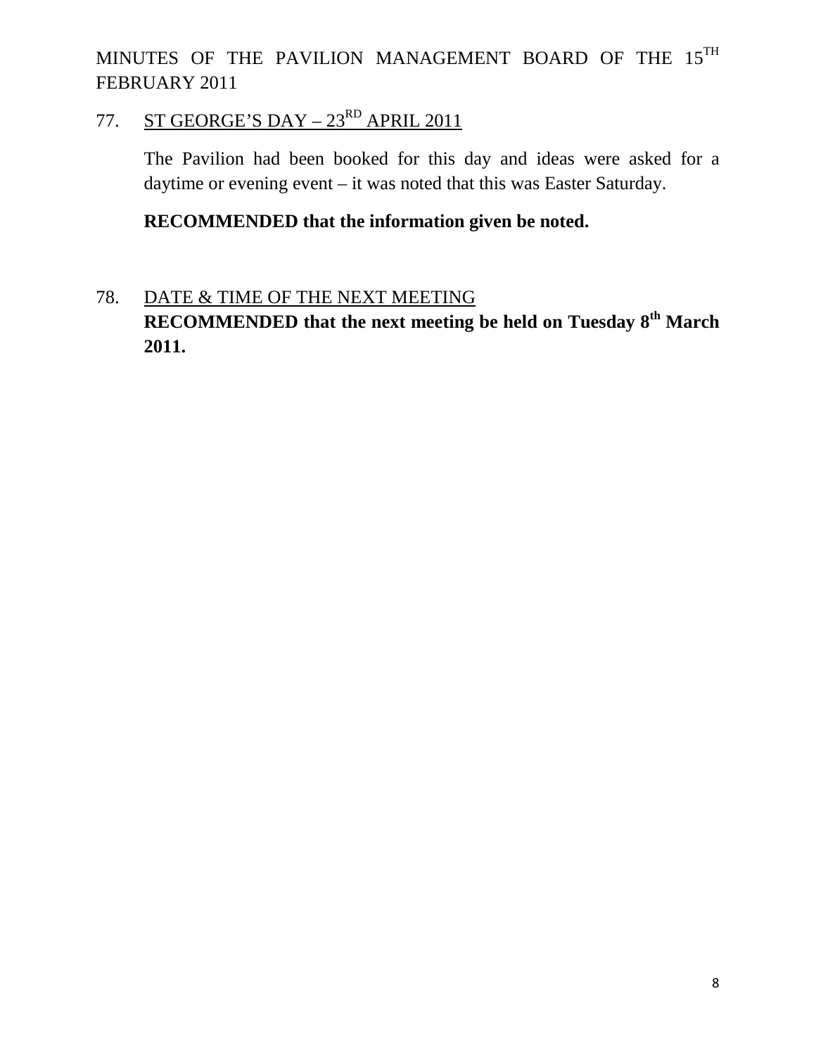MINUTES OF THE PAVILION MANAGEMENT BOARD OF THE 15TH FEBRUARY 2011

77. ST GEORGE'S DAY – 23RD APRIL 2011

The Pavilion had been booked for this day and ideas were asked for a daytime or evening event – it was noted that this was Easter Saturday.

**RECOMMENDED that the information given be noted.**

78. DATE & TIME OF THE NEXT MEETING

**RECOMMENDED that the next meeting be held on Tuesday 8th March 2011.**